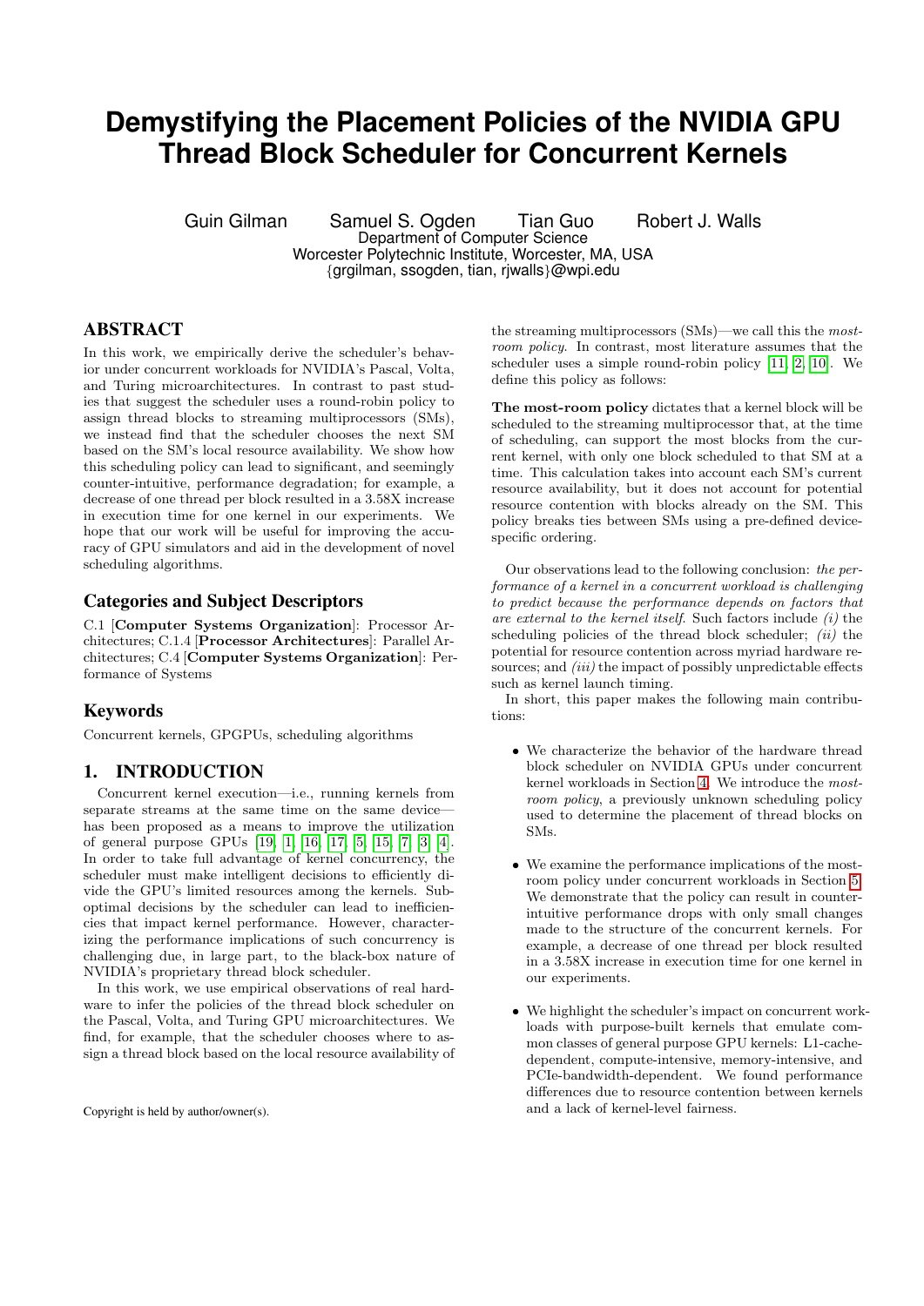# Demystifying the Placement Policies of the NVIDIA GPU Thread Block Scheduler for Concurrent Kernels

Guin Gilman Samuel S. Ogden Tian Guo Robert J. Walls
Department of Computer Science
Worcester Polytechnic Institute, Worcester, MA, USA
{grgilman, ssogden, tian, rjwalls}@wpi.edu

## ABSTRACT

In this work, we empirically derive the scheduler's behavior under concurrent workloads for NVIDIA's Pascal, Volta, and Turing microarchitectures. In contrast to past studies that suggest the scheduler uses a round-robin policy to assign thread blocks to streaming multiprocessors (SMs), we instead find that the scheduler chooses the next SM based on the SM's local resource availability. We show how this scheduling policy can lead to significant, and seemingly counter-intuitive, performance degradation; for example, a decrease of one thread per block resulted in a 3.58X increase in execution time for one kernel in our experiments. We hope that our work will be useful for improving the accuracy of GPU simulators and aid in the development of novel scheduling algorithms.

## Categories and Subject Descriptors

C.1 [**Computer Systems Organization**]: Processor Architectures; C.1.4 [**Processor Architectures**]: Parallel Architectures; C.4 [**Computer Systems Organization**]: Performance of Systems

## Keywords

Concurrent kernels, GPGPUs, scheduling algorithms

## 1. INTRODUCTION

Concurrent kernel execution—i.e., running kernels from separate streams at the same time on the same device—has been proposed as a means to improve the utilization of general purpose GPUs [19, 1, 16, 17, 5, 15, 7, 3, 4]. In order to take full advantage of kernel concurrency, the scheduler must make intelligent decisions to efficiently divide the GPU's limited resources among the kernels. Suboptimal decisions by the scheduler can lead to inefficiencies that impact kernel performance. However, characterizing the performance implications of such concurrency is challenging due, in large part, to the black-box nature of NVIDIA's proprietary thread block scheduler.

In this work, we use empirical observations of real hardware to infer the policies of the thread block scheduler on the Pascal, Volta, and Turing GPU microarchitectures. We find, for example, that the scheduler chooses where to assign a thread block based on the local resource availability of the streaming multiprocessors (SMs)—we call this the *most-room policy*. In contrast, most literature assumes that the scheduler uses a simple round-robin policy [11, 2, 10]. We define this policy as follows:

**The most-room policy** dictates that a kernel block will be scheduled to the streaming multiprocessor that, at the time of scheduling, can support the most blocks from the current kernel, with only one block scheduled to that SM at a time. This calculation takes into account each SM's current resource availability, but it does not account for potential resource contention with blocks already on the SM. This policy breaks ties between SMs using a pre-defined device-specific ordering.

Our observations lead to the following conclusion: *the performance of a kernel in a concurrent workload is challenging to predict because the performance depends on factors that are external to the kernel itself.* Such factors include *(i)* the scheduling policies of the thread block scheduler; *(ii)* the potential for resource contention across myriad hardware resources; and *(iii)* the impact of possibly unpredictable effects such as kernel launch timing.

In short, this paper makes the following main contributions:

- We characterize the behavior of the hardware thread block scheduler on NVIDIA GPUs under concurrent kernel workloads in Section 4. We introduce the *most-room policy*, a previously unknown scheduling policy used to determine the placement of thread blocks on SMs.
- We examine the performance implications of the most-room policy under concurrent workloads in Section 5. We demonstrate that the policy can result in counter-intuitive performance drops with only small changes made to the structure of the concurrent kernels. For example, a decrease of one thread per block resulted in a 3.58X increase in execution time for one kernel in our experiments.
- We highlight the scheduler's impact on concurrent workloads with purpose-built kernels that emulate common classes of general purpose GPU kernels: L1-cache-dependent, compute-intensive, memory-intensive, and PCIe-bandwidth-dependent. We found performance differences due to resource contention between kernels and a lack of kernel-level fairness.

Copyright is held by author/owner(s).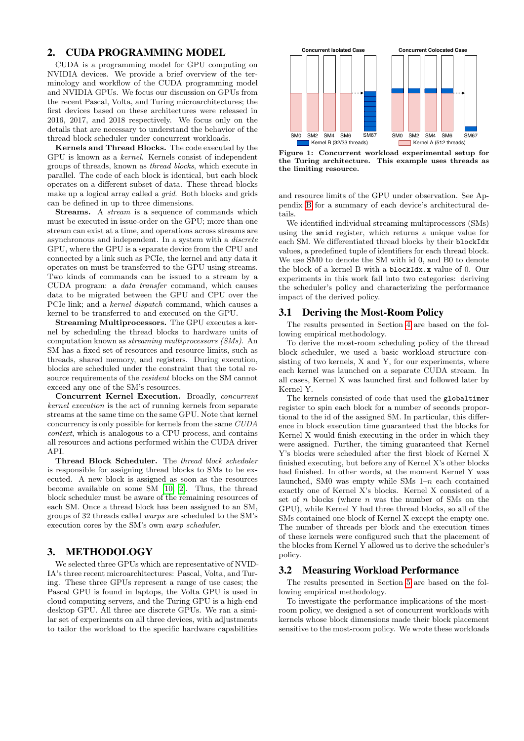## 2. CUDA PROGRAMMING MODEL

CUDA is a programming model for GPU computing on NVIDIA devices. We provide a brief overview of the terminology and workflow of the CUDA programming model and NVIDIA GPUs. We focus our discussion on GPUs from the recent Pascal, Volta, and Turing microarchitectures; the first devices based on these architectures were released in 2016, 2017, and 2018 respectively. We focus only on the details that are necessary to understand the behavior of the thread block scheduler under concurrent workloads.

**Kernels and Thread Blocks.** The code executed by the GPU is known as a *kernel*. Kernels consist of independent groups of threads, known as *thread blocks*, which execute in parallel. The code of each block is identical, but each block operates on a different subset of data. These thread blocks make up a logical array called a *grid*. Both blocks and grids can be defined in up to three dimensions.

**Streams.** A *stream* is a sequence of commands which must be executed in issue-order on the GPU; more than one stream can exist at a time, and operations across streams are asynchronous and independent. In a system with a *discrete* GPU, where the GPU is a separate device from the CPU and connected by a link such as PCIe, the kernel and any data it operates on must be transferred to the GPU using streams. Two kinds of commands can be issued to a stream by a CUDA program: a *data transfer* command, which causes data to be migrated between the GPU and CPU over the PCIe link; and a *kernel dispatch* command, which causes a kernel to be transferred to and executed on the GPU.

**Streaming Multiprocessors.** The GPU executes a kernel by scheduling the thread blocks to hardware units of computation known as *streaming multiprocessors (SMs)*. An SM has a fixed set of resources and resource limits, such as threads, shared memory, and registers. During execution, blocks are scheduled under the constraint that the total resource requirements of the *resident* blocks on the SM cannot exceed any one of the SM's resources.

**Concurrent Kernel Execution.** Broadly, *concurrent kernel execution* is the act of running kernels from separate streams at the same time on the same GPU. Note that kernel concurrency is only possible for kernels from the same *CUDA context*, which is analogous to a CPU process, and contains all resources and actions performed within the CUDA driver API.

**Thread Block Scheduler.** The *thread block scheduler* is responsible for assigning thread blocks to SMs to be executed. A new block is assigned as soon as the resources become available on some SM [10, 2]. Thus, the thread block scheduler must be aware of the remaining resources of each SM. Once a thread block has been assigned to an SM, groups of 32 threads called *warps* are scheduled to the SM's execution cores by the SM's own *warp scheduler*.

## 3. METHODOLOGY

We selected three GPUs which are representative of NVIDIA's three recent microarchitectures: Pascal, Volta, and Turing. These three GPUs represent a range of use cases; the Pascal GPU is found in laptops, the Volta GPU is used in cloud computing servers, and the Turing GPU is a high-end desktop GPU. All three are discrete GPUs. We ran a similar set of experiments on all three devices, with adjustments to tailor the workload to the specific hardware capabilities and resource limits of the GPU under observation. See Appendix B for a summary of each device's architectural details.

**Figure 1: Concurrent workload experimental setup for the Turing architecture. This example uses threads as the limiting resource.**

We identified individual streaming multiprocessors (SMs) using the `smid` register, which returns a unique value for each SM. We differentiated thread blocks by their `blockIdx` values, a predefined tuple of identifiers for each thread block. We use SM0 to denote the SM with id 0, and B0 to denote the block of a kernel B with a `blockIdx.x` value of 0. Our experiments in this work fall into two categories: deriving the scheduler's policy and characterizing the performance impact of the derived policy.

### 3.1 Deriving the Most-Room Policy

The results presented in Section 4 are based on the following empirical methodology.

To derive the most-room scheduling policy of the thread block scheduler, we used a basic workload structure consisting of two kernels, X and Y, for our experiments, where each kernel was launched on a separate CUDA stream. In all cases, Kernel X was launched first and followed later by Kernel Y.

The kernels consisted of code that used the `globaltimer` register to spin each block for a number of seconds proportional to the id of the assigned SM. In particular, this difference in block execution time guaranteed that the blocks for Kernel X would finish executing in the order in which they were assigned. Further, the timing guaranteed that Kernel Y's blocks were scheduled after the first block of Kernel X finished executing, but before any of Kernel X's other blocks had finished. In other words, at the moment Kernel Y was launched, SM0 was empty while SMs 1–$n$ each contained exactly one of Kernel X's blocks. Kernel X consisted of a set of $n$ blocks (where $n$ was the number of SMs on the GPU), while Kernel Y had three thread blocks, so all of the SMs contained one block of Kernel X except the empty one. The number of threads per block and the execution times of these kernels were configured such that the placement of the blocks from Kernel Y allowed us to derive the scheduler's policy.

### 3.2 Measuring Workload Performance

The results presented in Section 5 are based on the following empirical methodology.

To investigate the performance implications of the most-room policy, we designed a set of concurrent workloads with kernels whose block dimensions made their block placement sensitive to the most-room policy. We wrote these workloads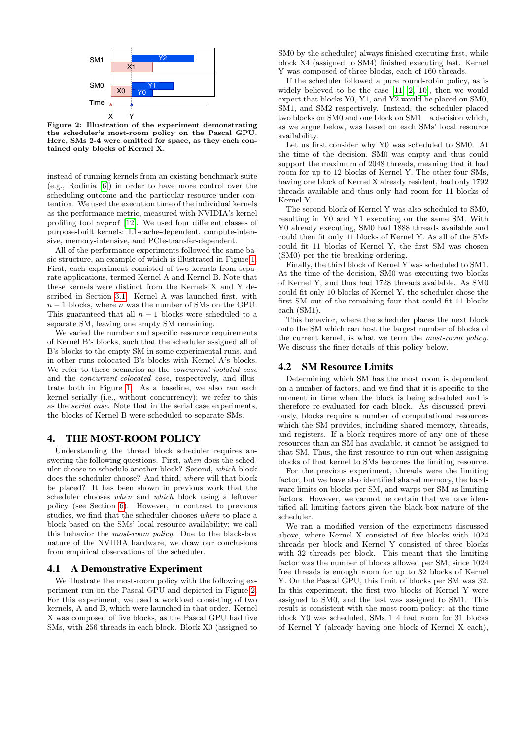Figure 2: Illustration of the experiment demonstrating the scheduler's most-room policy on the Pascal GPU. Here, SMs 2-4 were omitted for space, as they each contained only blocks of Kernel X.

instead of running kernels from an existing benchmark suite (e.g., Rodinia [6]) in order to have more control over the scheduling outcome and the particular resource under contention. We used the execution time of the individual kernels as the performance metric, measured with NVIDIA's kernel profiling tool `nvprof` [12]. We used four different classes of purpose-built kernels: L1-cache-dependent, compute-intensive, memory-intensive, and PCIe-transfer-dependent.

All of the performance experiments followed the same basic structure, an example of which is illustrated in Figure 1. First, each experiment consisted of two kernels from separate applications, termed Kernel A and Kernel B. Note that these kernels were distinct from the Kernels X and Y described in Section 3.1. Kernel A was launched first, with $n - 1$ blocks, where $n$ was the number of SMs on the GPU. This guaranteed that all $n - 1$ blocks were scheduled to a separate SM, leaving one empty SM remaining.

We varied the number and specific resource requirements of Kernel B's blocks, such that the scheduler assigned all of B's blocks to the empty SM in some experimental runs, and in other runs colocated B's blocks with Kernel A's blocks. We refer to these scenarios as the *concurrent-isolated case* and the *concurrent-colocated case*, respectively, and illustrate both in Figure 1. As a baseline, we also ran each kernel serially (i.e., without concurrency); we refer to this as the *serial case*. Note that in the serial case experiments, the blocks of Kernel B were scheduled to separate SMs.

## 4. THE MOST-ROOM POLICY

Understanding the thread block scheduler requires answering the following questions. First, *when* does the scheduler choose to schedule another block? Second, *which* block does the scheduler choose? And third, *where* will that block be placed? It has been shown in previous work that the scheduler chooses *when* and *which* block using a leftover policy (see Section 6). However, in contrast to previous studies, we find that the scheduler chooses *where* to place a block based on the SMs' local resource availability; we call this behavior the *most-room policy*. Due to the black-box nature of the NVIDIA hardware, we draw our conclusions from empirical observations of the scheduler.

### 4.1 A Demonstrative Experiment

We illustrate the most-room policy with the following experiment run on the Pascal GPU and depicted in Figure 2. For this experiment, we used a workload consisting of two kernels, A and B, which were launched in that order. Kernel X was composed of five blocks, as the Pascal GPU had five SMs, with 256 threads in each block. Block X0 (assigned to SM0 by the scheduler) always finished executing first, while block X4 (assigned to SM4) finished executing last. Kernel Y was composed of three blocks, each of 160 threads.

If the scheduler followed a pure round-robin policy, as is widely believed to be the case [11, 2, 10], then we would expect that blocks Y0, Y1, and Y2 would be placed on SM0, SM1, and SM2 respectively. Instead, the scheduler placed two blocks on SM0 and one block on SM1—a decision which, as we argue below, was based on each SMs' local resource availability.

Let us first consider why Y0 was scheduled to SM0. At the time of the decision, SM0 was empty and thus could support the maximum of 2048 threads, meaning that it had room for up to 12 blocks of Kernel Y. The other four SMs, having one block of Kernel X already resident, had only 1792 threads available and thus only had room for 11 blocks of Kernel Y.

The second block of Kernel Y was also scheduled to SM0, resulting in Y0 and Y1 executing on the same SM. With Y0 already executing, SM0 had 1888 threads available and could then fit only 11 blocks of Kernel Y. As all of the SMs could fit 11 blocks of Kernel Y, the first SM was chosen (SM0) per the tie-breaking ordering.

Finally, the third block of Kernel Y was scheduled to SM1. At the time of the decision, SM0 was executing two blocks of Kernel Y, and thus had 1728 threads available. As SM0 could fit only 10 blocks of Kernel Y, the scheduler chose the first SM out of the remaining four SMs that could fit 11 blocks each (SM1).

This behavior, where the scheduler places the next block onto the SM which can host the largest number of blocks of the current kernel, is what we term the *most-room policy*. We discuss the finer details of this policy below.

### 4.2 SM Resource Limits

Determining which SM has the most room is dependent on a number of factors, and we find that it is specific to the moment in time when the block is being scheduled and is therefore re-evaluated for each block. As discussed previously, blocks require a number of computational resources which the SM provides, including shared memory, threads, and registers. If a block requires more of any one of these resources than an SM has available, it cannot be assigned to that SM. Thus, the first resource to run out when assigning blocks of that kernel to SMs becomes the limiting resource.

For the previous experiment, threads were the limiting factor, but we have also identified shared memory, the hardware limits on blocks per SM, and warps per SM as limiting factors. However, we cannot be certain that we have identified all limiting factors given the black-box nature of the scheduler.

We ran a modified version of the experiment discussed above, where Kernel X consisted of five blocks with 1024 threads per block and Kernel Y consisted of three blocks with 32 threads per block. This meant that the limiting factor was the number of blocks allowed per SM, since 1024 free threads is enough room for up to 32 blocks of Kernel Y. On the Pascal GPU, this limit of blocks per SM was 32. In this experiment, the first two blocks of Kernel Y were assigned to SM0, and the last was assigned to SM1. This result is consistent with the most-room policy: at the time block Y0 was scheduled, SMs 1–4 had room for 31 blocks of Kernel Y (already having one block of Kernel X each),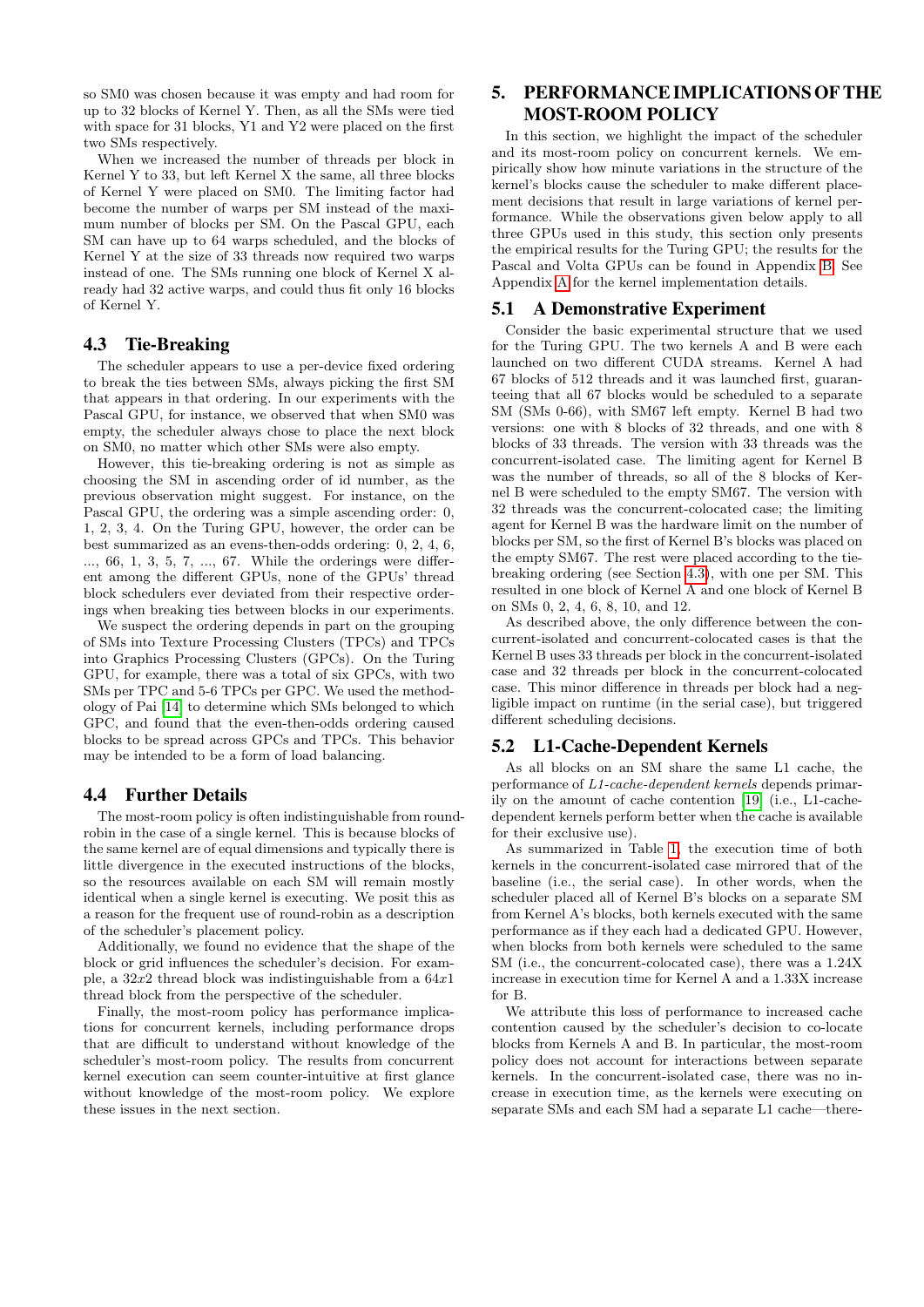so SM0 was chosen because it was empty and had room for up to 32 blocks of Kernel Y. Then, as all the SMs were tied with space for 31 blocks, Y1 and Y2 were placed on the first two SMs respectively.

When we increased the number of threads per block in Kernel Y to 33, but left Kernel X the same, all three blocks of Kernel Y were placed on SM0. The limiting factor had become the number of warps per SM instead of the maximum number of blocks per SM. On the Pascal GPU, each SM can have up to 64 warps scheduled, and the blocks of Kernel Y at the size of 33 threads now required two warps instead of one. The SMs running one block of Kernel X already had 32 active warps, and could thus fit only 16 blocks of Kernel Y.

## 4.3 Tie-Breaking

The scheduler appears to use a per-device fixed ordering to break the ties between SMs, always picking the first SM that appears in that ordering. In our experiments with the Pascal GPU, for instance, we observed that when SM0 was empty, the scheduler always chose to place the next block on SM0, no matter which other SMs were also empty.

However, this tie-breaking ordering is not as simple as choosing the SM in ascending order of id number, as the previous observation might suggest. For instance, on the Pascal GPU, the ordering was a simple ascending order: 0, 1, 2, 3, 4. On the Turing GPU, however, the order can be best summarized as an evens-then-odds ordering: 0, 2, 4, 6, ..., 66, 1, 3, 5, 7, ..., 67. While the orderings were different among the different GPUs, none of the GPUs' thread block schedulers ever deviated from their respective orderings when breaking ties between blocks in our experiments.

We suspect the ordering depends in part on the grouping of SMs into Texture Processing Clusters (TPCs) and TPCs into Graphics Processing Clusters (GPCs). On the Turing GPU, for example, there was a total of six GPCs, with two SMs per TPC and 5-6 TPCs per GPC. We used the methodology of Pai [14] to determine which SMs belonged to which GPC, and found that the even-then-odds ordering caused blocks to be spread across GPCs and TPCs. This behavior may be intended to be a form of load balancing.

## 4.4 Further Details

The most-room policy is often indistinguishable from round-robin in the case of a single kernel. This is because blocks of the same kernel are of equal dimensions and typically there is little divergence in the executed instructions of the blocks, so the resources available on each SM will remain mostly identical when a single kernel is executing. We posit this as a reason for the frequent use of round-robin as a description of the scheduler's placement policy.

Additionally, we found no evidence that the shape of the block or grid influences the scheduler's decision. For example, a $32x2$ thread block was indistinguishable from a $64x1$ thread block from the perspective of the scheduler.

Finally, the most-room policy has performance implications for concurrent kernels, including performance drops that are difficult to understand without knowledge of the scheduler's most-room policy. The results from concurrent kernel execution can seem counter-intuitive at first glance without knowledge of the most-room policy. We explore these issues in the next section.

# 5. PERFORMANCE IMPLICATIONS OF THE MOST-ROOM POLICY

In this section, we highlight the impact of the scheduler and its most-room policy on concurrent kernels. We empirically show how minute variations in the structure of the kernel's blocks cause the scheduler to make different placement decisions that result in large variations of kernel performance. While the observations given below apply to all three GPUs used in this study, this section only presents the empirical results for the Turing GPU; the results for the Pascal and Volta GPUs can be found in Appendix B. See Appendix A for the kernel implementation details.

## 5.1 A Demonstrative Experiment

Consider the basic experimental structure that we used for the Turing GPU. The two kernels A and B were each launched on two different CUDA streams. Kernel A had 67 blocks of 512 threads and it was launched first, guaranteeing that all 67 blocks would be scheduled to a separate SM (SMs 0-66), with SM67 left empty. Kernel B had two versions: one with 8 blocks of 32 threads, and one with 8 blocks of 33 threads. The version with 33 threads was the concurrent-isolated case. The limiting agent for Kernel B was the number of threads, so all of the 8 blocks of Kernel B were scheduled to the empty SM67. The version with 32 threads was the concurrent-colocated case; the limiting agent for Kernel B was the hardware limit on the number of blocks per SM, so the first of Kernel B's blocks was placed on the empty SM67. The rest were placed according to the tie-breaking ordering (see Section 4.3), with one per SM. This resulted in one block of Kernel A and one block of Kernel B on SMs 0, 2, 4, 6, 8, 10, and 12.

As described above, the only difference between the concurrent-isolated and concurrent-colocated cases is that the Kernel B uses 33 threads per block in the concurrent-isolated case and 32 threads per block in the concurrent-colocated case. This minor difference in threads per block had a negligible impact on runtime (in the serial case), but triggered different scheduling decisions.

## 5.2 L1-Cache-Dependent Kernels

As all blocks on an SM share the same L1 cache, the performance of *L1-cache-dependent kernels* depends primarily on the amount of cache contention [19] (i.e., L1-cache-dependent kernels perform better when the cache is available for their exclusive use).

As summarized in Table 1, the execution time of both kernels in the concurrent-isolated case mirrored that of the baseline (i.e., the serial case). In other words, when the scheduler placed all of Kernel B's blocks on a separate SM from Kernel A's blocks, both kernels executed with the same performance as if they each had a dedicated GPU. However, when blocks from both kernels were scheduled to the same SM (i.e., the concurrent-colocated case), there was a 1.24X increase in execution time for Kernel A and a 1.33X increase for B.

We attribute this loss of performance to increased cache contention caused by the scheduler's decision to co-locate blocks from Kernels A and B. In particular, the most-room policy does not account for interactions between separate kernels. In the concurrent-isolated case, there was no increase in execution time, as the kernels were executing on separate SMs and each SM had a separate L1 cache—there-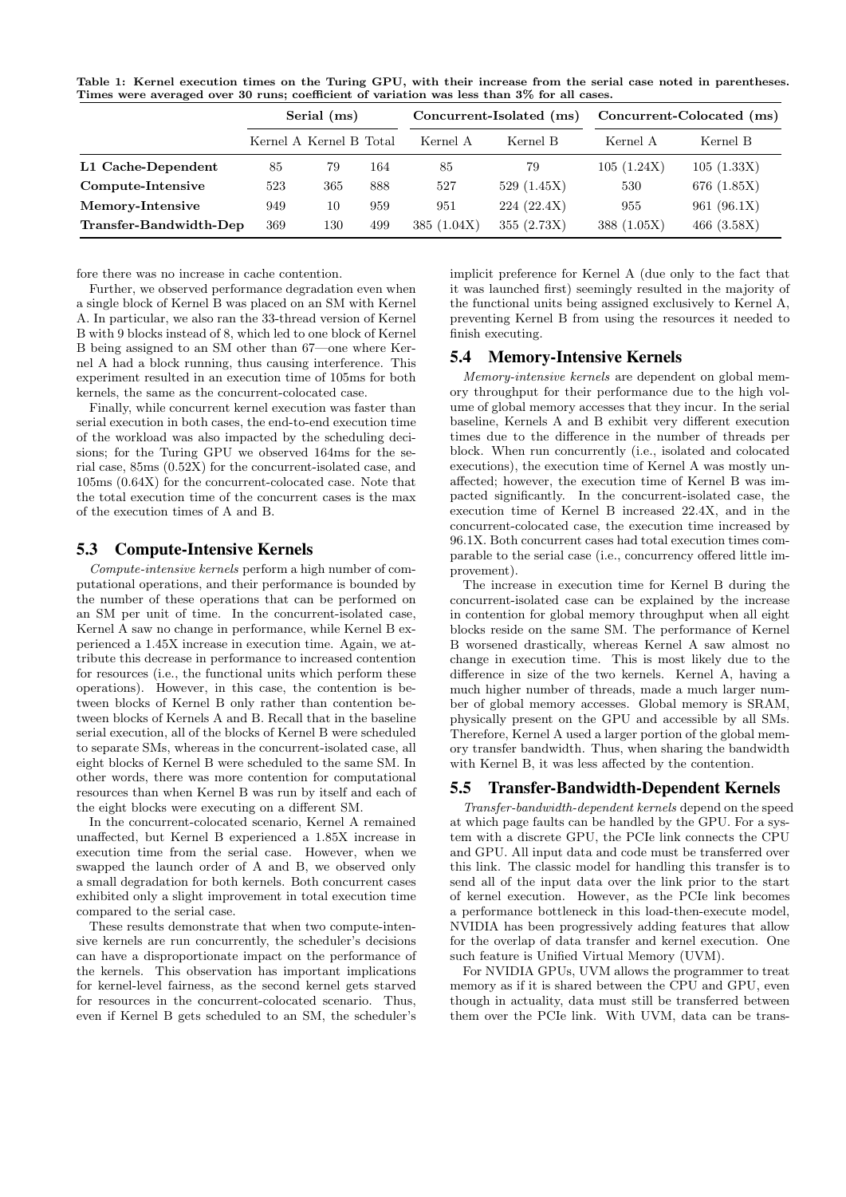Table 1: Kernel execution times on the Turing GPU, with their increase from the serial case noted in parentheses. Times were averaged over 30 runs; coefficient of variation was less than 3% for all cases.

| | Serial (ms) | | | Concurrent-Isolated (ms) | | Concurrent-Colocated (ms) | |
|---|---|---|---|---|---|---|---|
| | Kernel A | Kernel B | Total | Kernel A | Kernel B | Kernel A | Kernel B |
| **L1 Cache-Dependent** | 85 | 79 | 164 | 85 | 79 | 105 (1.24X) | 105 (1.33X) |
| **Compute-Intensive** | 523 | 365 | 888 | 527 | 529 (1.45X) | 530 | 676 (1.85X) |
| **Memory-Intensive** | 949 | 10 | 959 | 951 | 224 (22.4X) | 955 | 961 (96.1X) |
| **Transfer-Bandwidth-Dep** | 369 | 130 | 499 | 385 (1.04X) | 355 (2.73X) | 388 (1.05X) | 466 (3.58X) |

fore there was no increase in cache contention.

Further, we observed performance degradation even when a single block of Kernel B was placed on an SM with Kernel A. In particular, we also ran the 33-thread version of Kernel B with 9 blocks instead of 8, which led to one block of Kernel B being assigned to an SM other than 67—one where Kernel A had a block running, thus causing interference. This experiment resulted in an execution time of 105ms for both kernels, the same as the concurrent-colocated case.

Finally, while concurrent kernel execution was faster than serial execution in both cases, the end-to-end execution time of the workload was also impacted by the scheduling decisions; for the Turing GPU we observed 164ms for the serial case, 85ms (0.52X) for the concurrent-isolated case, and 105ms (0.64X) for the concurrent-colocated case. Note that the total execution time of the concurrent cases is the max of the execution times of A and B.

## 5.3 Compute-Intensive Kernels

*Compute-intensive kernels* perform a high number of computational operations, and their performance is bounded by the number of these operations that can be performed on an SM per unit of time. In the concurrent-isolated case, Kernel A saw no change in performance, while Kernel B experienced a 1.45X increase in execution time. Again, we attribute this decrease in performance to increased contention for resources (i.e., the functional units which perform these operations). However, in this case, the contention is between blocks of Kernel B only rather than contention between blocks of Kernels A and B. Recall that in the baseline serial execution, all of the blocks of Kernel B were scheduled to separate SMs, whereas in the concurrent-isolated case, all eight blocks of Kernel B were scheduled to the same SM. In other words, there was more contention for computational resources than when Kernel B was run by itself and each of the eight blocks were executing on a different SM.

In the concurrent-colocated scenario, Kernel A remained unaffected, but Kernel B experienced a 1.85X increase in execution time from the serial case. However, when we swapped the launch order of A and B, we observed only a small degradation for both kernels. Both concurrent cases exhibited only a slight improvement in total execution time compared to the serial case.

These results demonstrate that when two compute-intensive kernels are run concurrently, the scheduler's decisions can have a disproportionate impact on the performance of the kernels. This observation has important implications for kernel-level fairness, as the second kernel gets starved for resources in the concurrent-colocated scenario. Thus, even if Kernel B gets scheduled to an SM, the scheduler's implicit preference for Kernel A (due only to the fact that it was launched first) seemingly resulted in the majority of the functional units being assigned exclusively to Kernel A, preventing Kernel B from using the resources it needed to finish executing.

## 5.4 Memory-Intensive Kernels

*Memory-intensive kernels* are dependent on global memory throughput for their performance due to the high volume of global memory accesses that they incur. In the serial baseline, Kernels A and B exhibit very different execution times due to the difference in the number of threads per block. When run concurrently (i.e., isolated and colocated executions), the execution time of Kernel A was mostly unaffected; however, the execution time of Kernel B was impacted significantly. In the concurrent-isolated case, the execution time of Kernel B increased 22.4X, and in the concurrent-colocated case, the execution time increased by 96.1X. Both concurrent cases had total execution times comparable to the serial case (i.e., concurrency offered little improvement).

The increase in execution time for Kernel B during the concurrent-isolated case can be explained by the increase in contention for global memory throughput when all eight blocks reside on the same SM. The performance of Kernel B worsened drastically, whereas Kernel A saw almost no change in execution time. This is most likely due to the difference in size of the two kernels. Kernel A, having a much higher number of threads, made a much larger number of global memory accesses. Global memory is SRAM, physically present on the GPU and accessible by all SMs. Therefore, Kernel A used a larger portion of the global memory transfer bandwidth. Thus, when sharing the bandwidth with Kernel B, it was less affected by the contention.

## 5.5 Transfer-Bandwidth-Dependent Kernels

*Transfer-bandwidth-dependent kernels* depend on the speed at which page faults can be handled by the GPU. For a system with a discrete GPU, the PCIe link connects the CPU and GPU. All input data and code must be transferred over this link. The classic model for handling this transfer is to send all of the input data over the link prior to the start of kernel execution. However, as the PCIe link becomes a performance bottleneck in this load-then-execute model, NVIDIA has been progressively adding features that allow for the overlap of data transfer and kernel execution. One such feature is Unified Virtual Memory (UVM).

For NVIDIA GPUs, UVM allows the programmer to treat memory as if it is shared between the CPU and GPU, even though in actuality, data must still be transferred between them over the PCIe link. With UVM, data can be trans-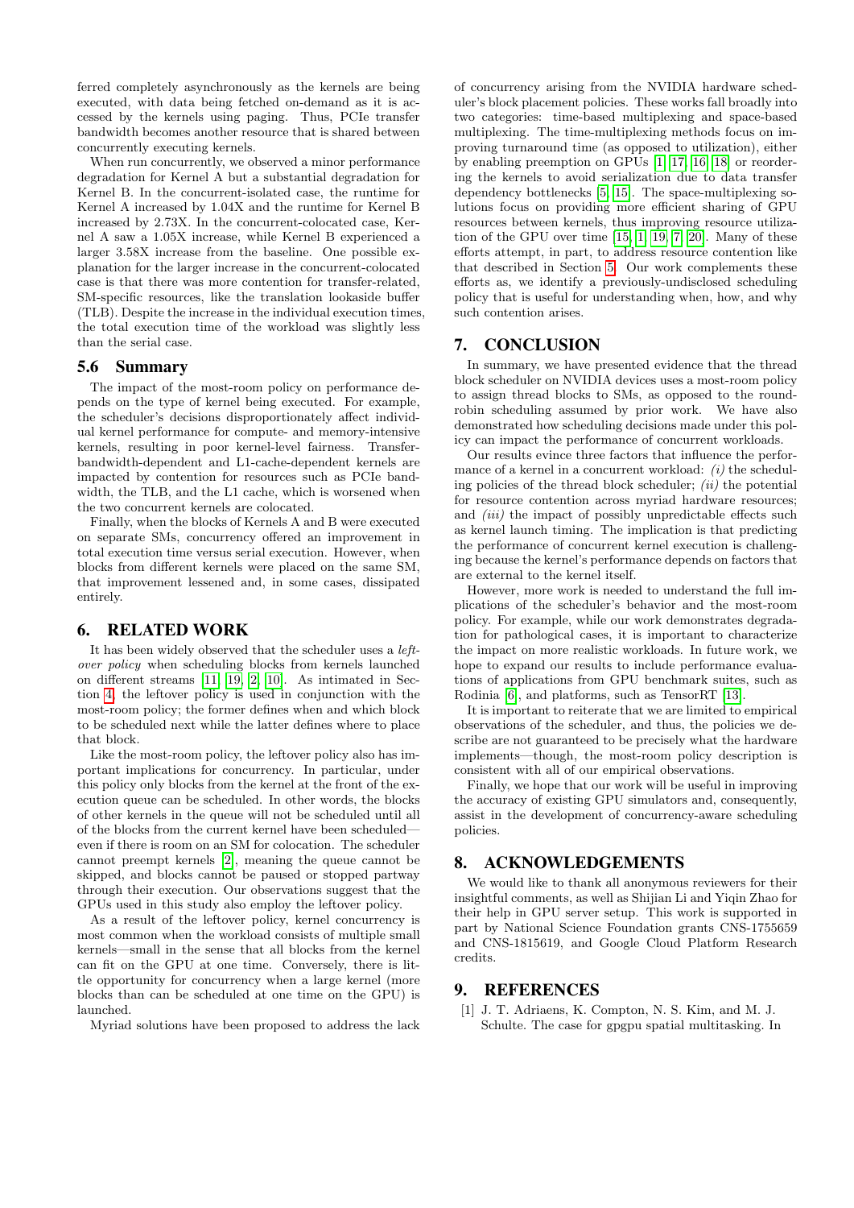ferred completely asynchronously as the kernels are being executed, with data being fetched on-demand as it is accessed by the kernels using paging. Thus, PCIe transfer bandwidth becomes another resource that is shared between concurrently executing kernels.

When run concurrently, we observed a minor performance degradation for Kernel A but a substantial degradation for Kernel B. In the concurrent-isolated case, the runtime for Kernel A increased by 1.04X and the runtime for Kernel B increased by 2.73X. In the concurrent-colocated case, Kernel A saw a 1.05X increase, while Kernel B experienced a larger 3.58X increase from the baseline. One possible explanation for the larger increase in the concurrent-colocated case is that there was more contention for transfer-related, SM-specific resources, like the translation lookaside buffer (TLB). Despite the increase in the individual execution times, the total execution time of the workload was slightly less than the serial case.

### 5.6 Summary

The impact of the most-room policy on performance depends on the type of kernel being executed. For example, the scheduler's decisions disproportionately affect individual kernel performance for compute- and memory-intensive kernels, resulting in poor kernel-level fairness. Transfer-bandwidth-dependent and L1-cache-dependent kernels are impacted by contention for resources such as PCIe bandwidth, the TLB, and the L1 cache, which is worsened when the two concurrent kernels are colocated.

Finally, when the blocks of Kernels A and B were executed on separate SMs, concurrency offered an improvement in total execution time versus serial execution. However, when blocks from different kernels were placed on the same SM, that improvement lessened and, in some cases, dissipated entirely.

## 6. RELATED WORK

It has been widely observed that the scheduler uses a *leftover policy* when scheduling blocks from kernels launched on different streams [11, 19, 2, 10]. As intimated in Section 4, the leftover policy is used in conjunction with the most-room policy; the former defines when and which block to be scheduled next while the latter defines where to place that block.

Like the most-room policy, the leftover policy also has important implications for concurrency. In particular, under this policy only blocks from the kernel at the front of the execution queue can be scheduled. In other words, the blocks of other kernels in the queue will not be scheduled until all of the blocks from the current kernel have been scheduled—even if there is room on an SM for colocation. The scheduler cannot preempt kernels [2], meaning the queue cannot be skipped, and blocks cannot be paused or stopped partway through their execution. Our observations suggest that the GPUs used in this study also employ the leftover policy.

As a result of the leftover policy, kernel concurrency is most common when the workload consists of multiple small kernels—small in the sense that all blocks from the kernel can fit on the GPU at one time. Conversely, there is little opportunity for concurrency when a large kernel (more blocks than can be scheduled at one time on the GPU) is launched.

Myriad solutions have been proposed to address the lack of concurrency arising from the NVIDIA hardware scheduler's block placement policies. These works fall broadly into two categories: time-based multiplexing and space-based multiplexing. The time-multiplexing methods focus on improving turnaround time (as opposed to utilization), either by enabling preemption on GPUs [1, 17, 16, 18] or reordering the kernels to avoid serialization due to data transfer dependency bottlenecks [5, 15]. The space-multiplexing solutions focus on providing more efficient sharing of GPU resources between kernels, thus improving resource utilization of the GPU over time [15, 1, 19, 7, 20]. Many of these efforts attempt, in part, to address resource contention like that described in Section 5. Our work complements these efforts as, we identify a previously-undisclosed scheduling policy that is useful for understanding when, how, and why such contention arises.

## 7. CONCLUSION

In summary, we have presented evidence that the thread block scheduler on NVIDIA devices uses a most-room policy to assign thread blocks to SMs, as opposed to the round-robin scheduling assumed by prior work. We have also demonstrated how scheduling decisions made under this policy can impact the performance of concurrent workloads.

Our results evince three factors that influence the performance of a kernel in a concurrent workload: *(i)* the scheduling policies of the thread block scheduler; *(ii)* the potential for resource contention across myriad hardware resources; and *(iii)* the impact of possibly unpredictable effects such as kernel launch timing. The implication is that predicting the performance of concurrent kernel execution is challenging because the kernel's performance depends on factors that are external to the kernel itself.

However, more work is needed to understand the full implications of the scheduler's behavior and the most-room policy. For example, while our work demonstrates degradation for pathological cases, it is important to characterize the impact on more realistic workloads. In future work, we hope to expand our results to include performance evaluations of applications from GPU benchmark suites, such as Rodinia [6], and platforms, such as TensorRT [13].

It is important to reiterate that we are limited to empirical observations of the scheduler, and thus, the policies we describe are not guaranteed to be precisely what the hardware implements—though, the most-room policy description is consistent with all of our empirical observations.

Finally, we hope that our work will be useful in improving the accuracy of existing GPU simulators and, consequently, assist in the development of concurrency-aware scheduling policies.

## 8. ACKNOWLEDGEMENTS

We would like to thank all anonymous reviewers for their insightful comments, as well as Shijian Li and Yiqin Zhao for their help in GPU server setup. This work is supported in part by National Science Foundation grants CNS-1755659 and CNS-1815619, and Google Cloud Platform Research credits.

## 9. REFERENCES

[1] J. T. Adriaens, K. Compton, N. S. Kim, and M. J. Schulte. The case for gpgpu spatial multitasking. In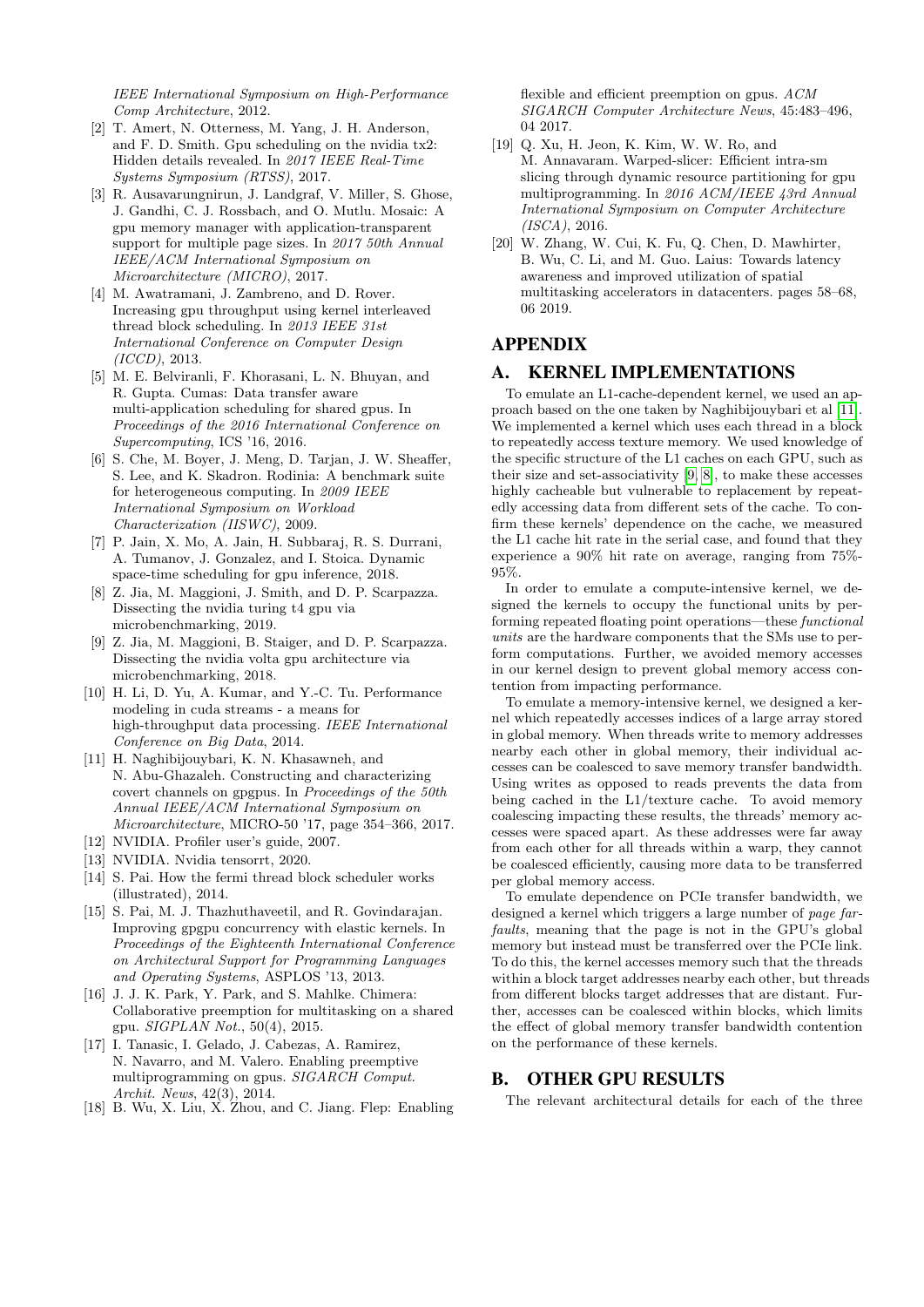*IEEE International Symposium on High-Performance Comp Architecture*, 2012.

[2] T. Amert, N. Otterness, M. Yang, J. H. Anderson, and F. D. Smith. Gpu scheduling on the nvidia tx2: Hidden details revealed. In *2017 IEEE Real-Time Systems Symposium (RTSS)*, 2017.

[3] R. Ausavarungnirun, J. Landgraf, V. Miller, S. Ghose, J. Gandhi, C. J. Rossbach, and O. Mutlu. Mosaic: A gpu memory manager with application-transparent support for multiple page sizes. In *2017 50th Annual IEEE/ACM International Symposium on Microarchitecture (MICRO)*, 2017.

[4] M. Awatramani, J. Zambreno, and D. Rover. Increasing gpu throughput using kernel interleaved thread block scheduling. In *2013 IEEE 31st International Conference on Computer Design (ICCD)*, 2013.

[5] M. E. Belviranli, F. Khorasani, L. N. Bhuyan, and R. Gupta. Cumas: Data transfer aware multi-application scheduling for shared gpus. In *Proceedings of the 2016 International Conference on Supercomputing*, ICS '16, 2016.

[6] S. Che, M. Boyer, J. Meng, D. Tarjan, J. W. Sheaffer, S. Lee, and K. Skadron. Rodinia: A benchmark suite for heterogeneous computing. In *2009 IEEE International Symposium on Workload Characterization (IISWC)*, 2009.

[7] P. Jain, X. Mo, A. Jain, H. Subbaraj, R. S. Durrani, A. Tumanov, J. Gonzalez, and I. Stoica. Dynamic space-time scheduling for gpu inference, 2018.

[8] Z. Jia, M. Maggioni, J. Smith, and D. P. Scarpazza. Dissecting the nvidia turing t4 gpu via microbenchmarking, 2019.

[9] Z. Jia, M. Maggioni, B. Staiger, and D. P. Scarpazza. Dissecting the nvidia volta gpu architecture via microbenchmarking, 2018.

[10] H. Li, D. Yu, A. Kumar, and Y.-C. Tu. Performance modeling in cuda streams - a means for high-throughput data processing. *IEEE International Conference on Big Data*, 2014.

[11] H. Naghibijouybari, K. N. Khasawneh, and N. Abu-Ghazaleh. Constructing and characterizing covert channels on gpgpus. In *Proceedings of the 50th Annual IEEE/ACM International Symposium on Microarchitecture*, MICRO-50 '17, page 354–366, 2017.

[12] NVIDIA. Profiler user's guide, 2007.

[13] NVIDIA. Nvidia tensorrt, 2020.

[14] S. Pai. How the fermi thread block scheduler works (illustrated), 2014.

[15] S. Pai, M. J. Thazhuthaveetil, and R. Govindarajan. Improving gpgpu concurrency with elastic kernels. In *Proceedings of the Eighteenth International Conference on Architectural Support for Programming Languages and Operating Systems*, ASPLOS '13, 2013.

[16] J. J. K. Park, Y. Park, and S. Mahlke. Chimera: Collaborative preemption for multitasking on a shared gpu. *SIGPLAN Not.*, 50(4), 2015.

[17] I. Tanasic, I. Gelado, J. Cabezas, A. Ramirez, N. Navarro, and M. Valero. Enabling preemptive multiprogramming on gpus. *SIGARCH Comput. Archit. News*, 42(3), 2014.

[18] B. Wu, X. Liu, X. Zhou, and C. Jiang. Flep: Enabling flexible and efficient preemption on gpus. *ACM SIGARCH Computer Architecture News*, 45:483–496, 04 2017.

[19] Q. Xu, H. Jeon, K. Kim, W. W. Ro, and M. Annavaram. Warped-slicer: Efficient intra-sm slicing through dynamic resource partitioning for gpu multiprogramming. In *2016 ACM/IEEE 43rd Annual International Symposium on Computer Architecture (ISCA)*, 2016.

[20] W. Zhang, W. Cui, K. Fu, Q. Chen, D. Mawhirter, B. Wu, C. Li, and M. Guo. Laius: Towards latency awareness and improved utilization of spatial multitasking accelerators in datacenters. pages 58–68, 06 2019.

# APPENDIX

## A. KERNEL IMPLEMENTATIONS

To emulate an L1-cache-dependent kernel, we used an approach based on the one taken by Naghibijouybari et al [11]. We implemented a kernel which uses each thread in a block to repeatedly access texture memory. We used knowledge of the specific structure of the L1 caches on each GPU, such as their size and set-associativity [9, 8], to make these accesses highly cacheable but vulnerable to replacement by repeatedly accessing data from different sets of the cache. To confirm these kernels' dependence on the cache, we measured the L1 cache hit rate in the serial case, and found that they experience a 90% hit rate on average, ranging from 75%-95%.

In order to emulate a compute-intensive kernel, we designed the kernels to occupy the functional units by performing repeated floating point operations—these *functional units* are the hardware components that the SMs use to perform computations. Further, we avoided memory accesses in our kernel design to prevent global memory access contention from impacting performance.

To emulate a memory-intensive kernel, we designed a kernel which repeatedly accesses indices of a large array stored in global memory. When threads write to memory addresses nearby each other in global memory, their individual accesses can be coalesced to save memory transfer bandwidth. Using writes as opposed to reads prevents the data from being cached in the L1/texture cache. To avoid memory coalescing impacting these results, the threads' memory accesses were spaced apart. As these addresses were far away from each other for all threads within a warp, they cannot be coalesced efficiently, causing more data to be transferred per global memory access.

To emulate dependence on PCIe transfer bandwidth, we designed a kernel which triggers a large number of *page far-faults*, meaning that the page is not in the GPU's global memory but instead must be transferred over the PCIe link. To do this, the kernel accesses memory such that the threads within a block target addresses nearby each other, but threads from different blocks target addresses that are distant. Further, accesses can be coalesced within blocks, which limits the effect of global memory transfer bandwidth contention on the performance of these kernels.

## B. OTHER GPU RESULTS

The relevant architectural details for each of the three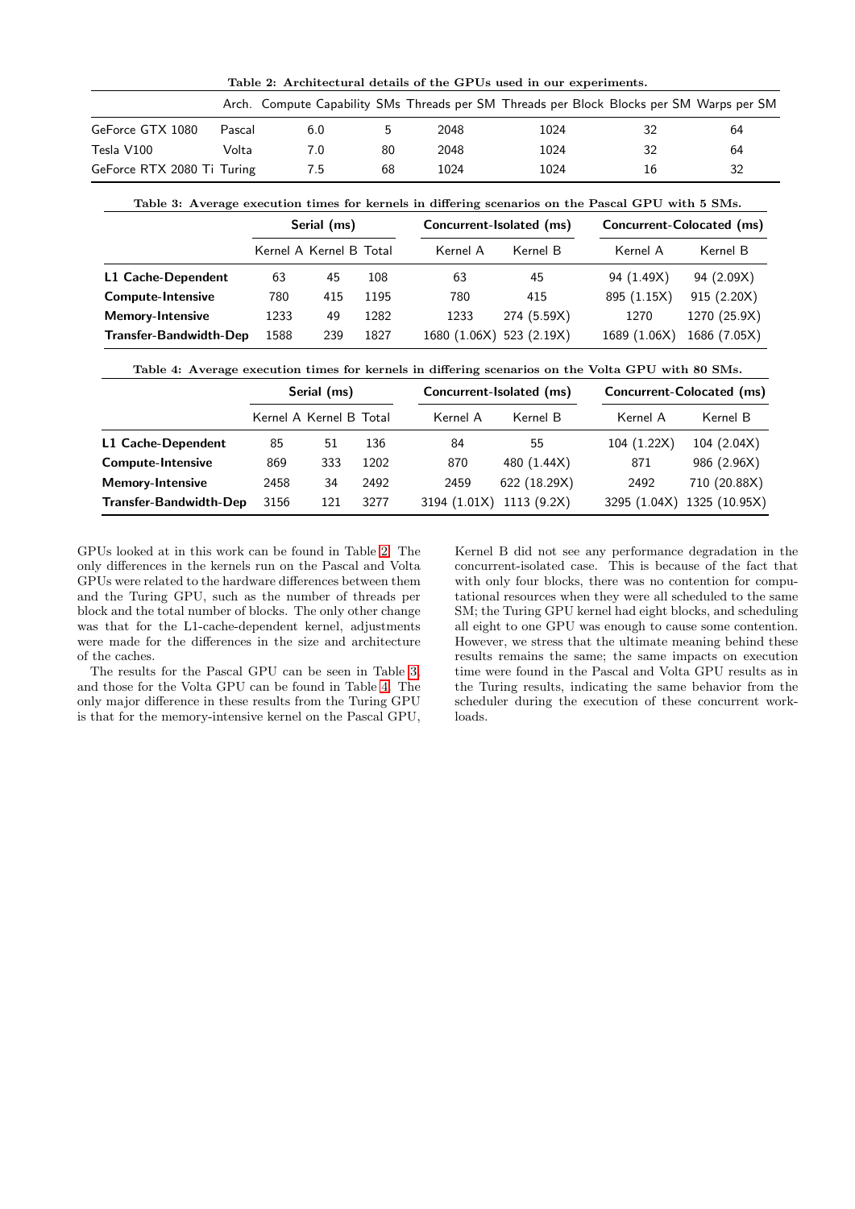Table 2: Architectural details of the GPUs used in our experiments.

| | Arch. | Compute Capability | SMs | Threads per SM | Threads per Block | Blocks per SM | Warps per SM |
|---|---|---|---|---|---|---|---|
| GeForce GTX 1080 | Pascal | 6.0 | 5 | 2048 | 1024 | 32 | 64 |
| Tesla V100 | Volta | 7.0 | 80 | 2048 | 1024 | 32 | 64 |
| GeForce RTX 2080 Ti | Turing | 7.5 | 68 | 1024 | 1024 | 16 | 32 |

Table 3: Average execution times for kernels in differing scenarios on the Pascal GPU with 5 SMs.

| | Serial (ms) | | | Concurrent-Isolated (ms) | | Concurrent-Colocated (ms) | |
|---|---|---|---|---|---|---|---|
| | Kernel A | Kernel B | Total | Kernel A | Kernel B | Kernel A | Kernel B |
| **L1 Cache-Dependent** | 63 | 45 | 108 | 63 | 45 | 94 (1.49X) | 94 (2.09X) |
| **Compute-Intensive** | 780 | 415 | 1195 | 780 | 415 | 895 (1.15X) | 915 (2.20X) |
| **Memory-Intensive** | 1233 | 49 | 1282 | 1233 | 274 (5.59X) | 1270 | 1270 (25.9X) |
| **Transfer-Bandwidth-Dep** | 1588 | 239 | 1827 | 1680 (1.06X) | 523 (2.19X) | 1689 (1.06X) | 1686 (7.05X) |

Table 4: Average execution times for kernels in differing scenarios on the Volta GPU with 80 SMs.

| | Serial (ms) | | | Concurrent-Isolated (ms) | | Concurrent-Colocated (ms) | |
|---|---|---|---|---|---|---|---|
| | Kernel A | Kernel B | Total | Kernel A | Kernel B | Kernel A | Kernel B |
| **L1 Cache-Dependent** | 85 | 51 | 136 | 84 | 55 | 104 (1.22X) | 104 (2.04X) |
| **Compute-Intensive** | 869 | 333 | 1202 | 870 | 480 (1.44X) | 871 | 986 (2.96X) |
| **Memory-Intensive** | 2458 | 34 | 2492 | 2459 | 622 (18.29X) | 2492 | 710 (20.88X) |
| **Transfer-Bandwidth-Dep** | 3156 | 121 | 3277 | 3194 (1.01X) | 1113 (9.2X) | 3295 (1.04X) | 1325 (10.95X) |

GPUs looked at in this work can be found in Table 2. The only differences in the kernels run on the Pascal and Volta GPUs were related to the hardware differences between them and the Turing GPU, such as the number of threads per block and the total number of blocks. The only other change was that for the L1-cache-dependent kernel, adjustments were made for the differences in the size and architecture of the caches.

The results for the Pascal GPU can be seen in Table 3, and those for the Volta GPU can be found in Table 4. The only major difference in these results from the Turing GPU is that for the memory-intensive kernel on the Pascal GPU, Kernel B did not see any performance degradation in the concurrent-isolated case. This is because of the fact that with only four blocks, there was no contention for computational resources when they were all scheduled to the same SM; the Turing GPU kernel had eight blocks, and scheduling all eight to one GPU was enough to cause some contention. However, we stress that the ultimate meaning behind these results remains the same; the same impacts on execution time were found in the Pascal and Volta GPU results as in the Turing results, indicating the same behavior from the scheduler during the execution of these concurrent workloads.